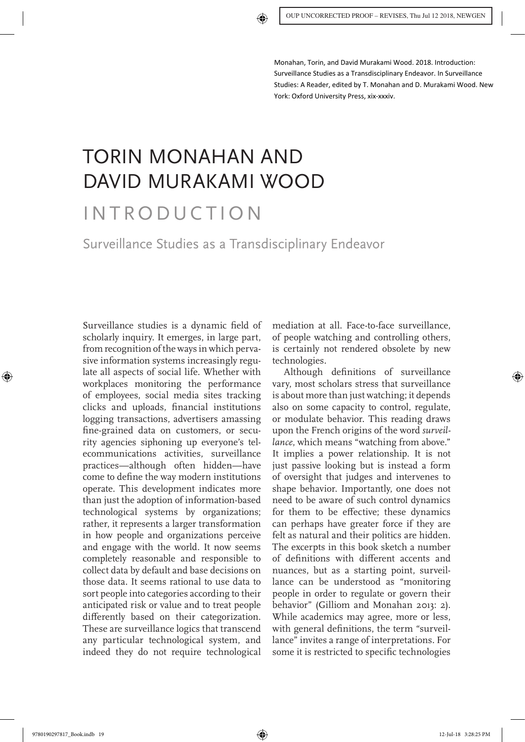Monahan, Torin, and David Murakami Wood. 2018. Introduction: Surveillance Studies as a Transdisciplinary Endeavor. In Surveillance Studies: A Reader, edited by T. Monahan and D. Murakami Wood. New York: Oxford University Press, xix-xxxiv.

# TORIN MONAHAN AND DAVID MURAKAMI WOOD

# INTRODUCTION

## Surveillance Studies as a Transdisciplinary Endeavor

Surveillance studies is a dynamic field of scholarly inquiry. It emerges, in large part, from recognition of the ways in which pervasive information systems increasingly regulate all aspects of social life. Whether with workplaces monitoring the performance of employees, social media sites tracking clicks and uploads, financial institutions logging transactions, advertisers amassing fine-grained data on customers, or security agencies siphoning up everyone's telecommunications activities, surveillance practices—although often hidden—have come to define the way modern institutions operate. This development indicates more than just the adoption of information-based technological systems by organizations; rather, it represents a larger transformation in how people and organizations perceive and engage with the world. It now seems completely reasonable and responsible to collect data by default and base decisions on those data. It seems rational to use data to sort people into categories according to their anticipated risk or value and to treat people differently based on their categorization. These are surveillance logics that transcend any particular technological system, and indeed they do not require technological mediation at all. Face-to-face surveillance, of people watching and controlling others, is certainly not rendered obsolete by new technologies.

Although definitions of surveillance vary, most scholars stress that surveillance is about more than just watching; it depends also on some capacity to control, regulate, or modulate behavior. This reading draws upon the French origins of the word *surveillance*, which means "watching from above." It implies a power relationship. It is not just passive looking but is instead a form of oversight that judges and intervenes to shape behavior. Importantly, one does not need to be aware of such control dynamics for them to be effective; these dynamics can perhaps have greater force if they are felt as natural and their politics are hidden. The excerpts in this book sketch a number of definitions with different accents and nuances, but as a starting point, surveillance can be understood as "monitoring people in order to regulate or govern their behavior" (Gilliom and Monahan 2013: 2). While academics may agree, more or less, with general definitions, the term "surveillance" invites a range of interpretations. For some it is restricted to specific technologies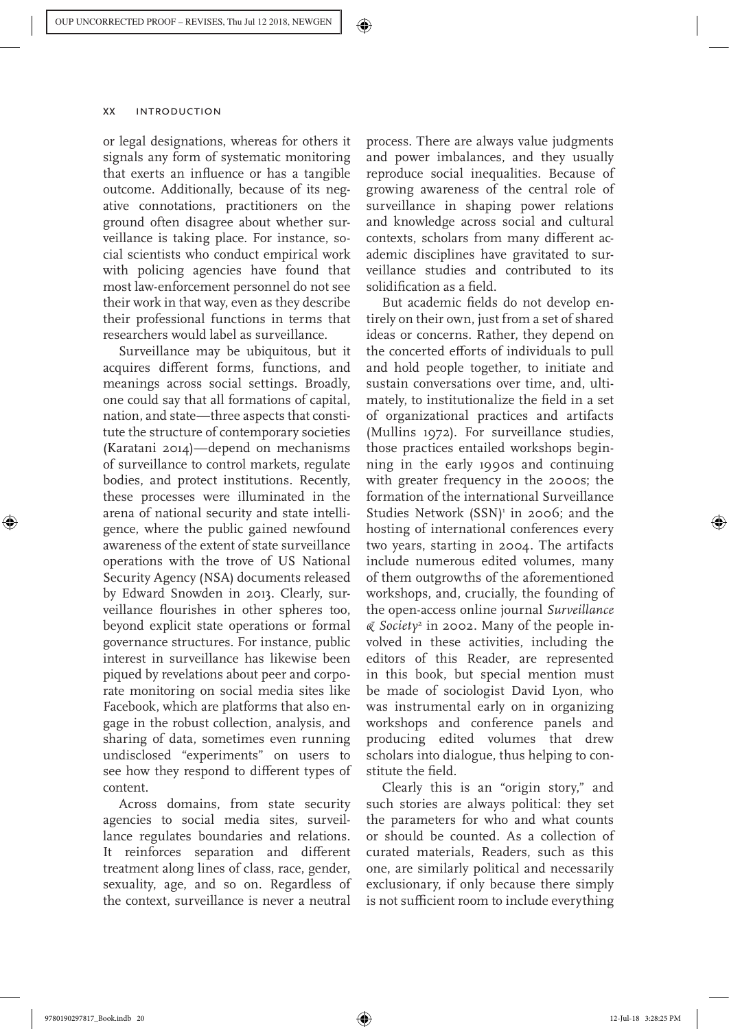or legal designations, whereas for others it signals any form of systematic monitoring that exerts an influence or has a tangible outcome. Additionally, because of its negative connotations, practitioners on the ground often disagree about whether surveillance is taking place. For instance, social scientists who conduct empirical work with policing agencies have found that most law-enforcement personnel do not see their work in that way, even as they describe their professional functions in terms that researchers would label as surveillance.

Surveillance may be ubiquitous, but it acquires different forms, functions, and meanings across social settings. Broadly, one could say that all formations of capital, nation, and state—three aspects that constitute the structure of contemporary societies (Karatani 2014)—depend on mechanisms of surveillance to control markets, regulate bodies, and protect institutions. Recently, these processes were illuminated in the arena of national security and state intelligence, where the public gained newfound awareness of the extent of state surveillance operations with the trove of US National Security Agency (NSA) documents released by Edward Snowden in 2013. Clearly, surveillance flourishes in other spheres too, beyond explicit state operations or formal governance structures. For instance, public interest in surveillance has likewise been piqued by revelations about peer and corporate monitoring on social media sites like Facebook, which are platforms that also engage in the robust collection, analysis, and sharing of data, sometimes even running undisclosed "experiments" on users to see how they respond to different types of content.

Across domains, from state security agencies to social media sites, surveillance regulates boundaries and relations. It reinforces separation and different treatment along lines of class, race, gender, sexuality, age, and so on. Regardless of the context, surveillance is never a neutral process. There are always value judgments and power imbalances, and they usually reproduce social inequalities. Because of growing awareness of the central role of surveillance in shaping power relations and knowledge across social and cultural contexts, scholars from many different academic disciplines have gravitated to surveillance studies and contributed to its solidification as a field.

But academic fields do not develop entirely on their own, just from a set of shared ideas or concerns. Rather, they depend on the concerted efforts of individuals to pull and hold people together, to initiate and sustain conversations over time, and, ultimately, to institutionalize the field in a set of organizational practices and artifacts (Mullins 1972). For surveillance studies, those practices entailed workshops beginning in the early 1990s and continuing with greater frequency in the 2000s; the formation of the international Surveillance Studies Network (SSN)[1] in 2006; and the hosting of international conferences every two years, starting in 2004. The artifacts include numerous edited volumes, many of them outgrowths of the aforementioned workshops, and, crucially, the founding of the open-access online journal *Surveillance & Society*[2] in 2002. Many of the people involved in these activities, including the editors of this Reader, are represented in this book, but special mention must be made of sociologist David Lyon, who was instrumental early on in organizing workshops and conference panels and producing edited volumes that drew scholars into dialogue, thus helping to constitute the field.

Clearly this is an "origin story," and such stories are always political: they set the parameters for who and what counts or should be counted. As a collection of curated materials, Readers, such as this one, are similarly political and necessarily exclusionary, if only because there simply is not sufficient room to include everything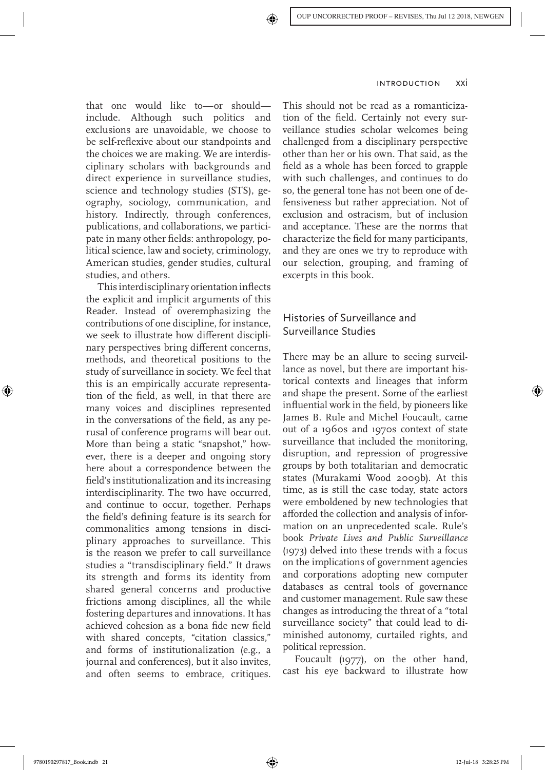that one would like to—or should—include. Although such politics and exclusions are unavoidable, we choose to be self-reflexive about our standpoints and the choices we are making. We are interdisciplinary scholars with backgrounds and direct experience in surveillance studies, science and technology studies (STS), geography, sociology, communication, and history. Indirectly, through conferences, publications, and collaborations, we participate in many other fields: anthropology, political science, law and society, criminology, American studies, gender studies, cultural studies, and others.

This interdisciplinary orientation inflects the explicit and implicit arguments of this Reader. Instead of overemphasizing the contributions of one discipline, for instance, we seek to illustrate how different disciplinary perspectives bring different concerns, methods, and theoretical positions to the study of surveillance in society. We feel that this is an empirically accurate representation of the field, as well, in that there are many voices and disciplines represented in the conversations of the field, as any perusal of conference programs will bear out. More than being a static "snapshot," however, there is a deeper and ongoing story here about a correspondence between the field's institutionalization and its increasing interdisciplinarity. The two have occurred, and continue to occur, together. Perhaps the field's defining feature is its search for commonalities among tensions in disciplinary approaches to surveillance. This is the reason we prefer to call surveillance studies a "transdisciplinary field." It draws its strength and forms its identity from shared general concerns and productive frictions among disciplines, all the while fostering departures and innovations. It has achieved cohesion as a bona fide new field with shared concepts, "citation classics," and forms of institutionalization (e.g., a journal and conferences), but it also invites, and often seems to embrace, critiques. This should not be read as a romanticization of the field. Certainly not every surveillance studies scholar welcomes being challenged from a disciplinary perspective other than her or his own. That said, as the field as a whole has been forced to grapple with such challenges, and continues to do so, the general tone has not been one of defensiveness but rather appreciation. Not of exclusion and ostracism, but of inclusion and acceptance. These are the norms that characterize the field for many participants, and they are ones we try to reproduce with our selection, grouping, and framing of excerpts in this book.

## Histories of Surveillance and Surveillance Studies

There may be an allure to seeing surveillance as novel, but there are important historical contexts and lineages that inform and shape the present. Some of the earliest influential work in the field, by pioneers like James B. Rule and Michel Foucault, came out of a 1960s and 1970s context of state surveillance that included the monitoring, disruption, and repression of progressive groups by both totalitarian and democratic states (Murakami Wood 2009b). At this time, as is still the case today, state actors were emboldened by new technologies that afforded the collection and analysis of information on an unprecedented scale. Rule's book *Private Lives and Public Surveillance* (1973) delved into these trends with a focus on the implications of government agencies and corporations adopting new computer databases as central tools of governance and customer management. Rule saw these changes as introducing the threat of a "total surveillance society" that could lead to diminished autonomy, curtailed rights, and political repression.

Foucault (1977), on the other hand, cast his eye backward to illustrate how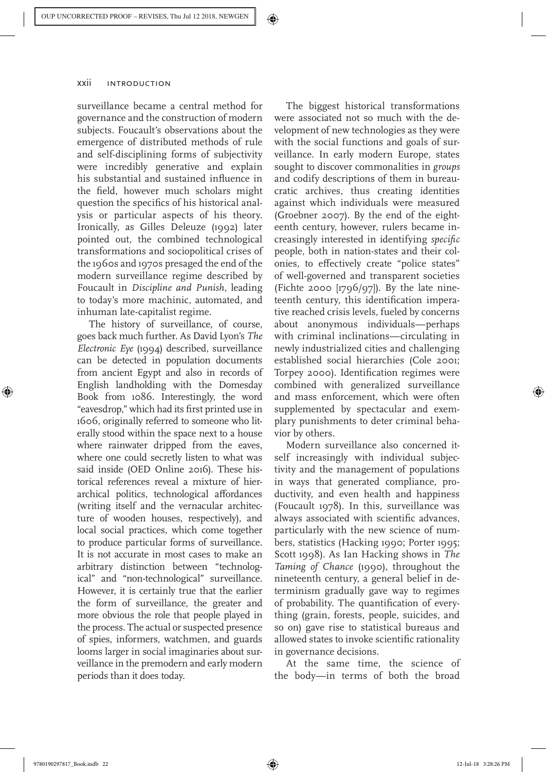surveillance became a central method for governance and the construction of modern subjects. Foucault's observations about the emergence of distributed methods of rule and self-disciplining forms of subjectivity were incredibly generative and explain his substantial and sustained influence in the field, however much scholars might question the specifics of his historical analysis or particular aspects of his theory. Ironically, as Gilles Deleuze (1992) later pointed out, the combined technological transformations and sociopolitical crises of the 1960s and 1970s presaged the end of the modern surveillance regime described by Foucault in *Discipline and Punish*, leading to today's more machinic, automated, and inhuman late-capitalist regime.

The history of surveillance, of course, goes back much further. As David Lyon's *The Electronic Eye* (1994) described, surveillance can be detected in population documents from ancient Egypt and also in records of English landholding with the Domesday Book from 1086. Interestingly, the word "eavesdrop," which had its first printed use in 1606, originally referred to someone who literally stood within the space next to a house where rainwater dripped from the eaves, where one could secretly listen to what was said inside (OED Online 2016). These historical references reveal a mixture of hierarchical politics, technological affordances (writing itself and the vernacular architecture of wooden houses, respectively), and local social practices, which come together to produce particular forms of surveillance. It is not accurate in most cases to make an arbitrary distinction between "technological" and "non-technological" surveillance. However, it is certainly true that the earlier the form of surveillance, the greater and more obvious the role that people played in the process. The actual or suspected presence of spies, informers, watchmen, and guards looms larger in social imaginaries about surveillance in the premodern and early modern periods than it does today.

The biggest historical transformations were associated not so much with the development of new technologies as they were with the social functions and goals of surveillance. In early modern Europe, states sought to discover commonalities in *groups* and codify descriptions of them in bureaucratic archives, thus creating identities against which individuals were measured (Groebner 2007). By the end of the eighteenth century, however, rulers became increasingly interested in identifying *specific* people, both in nation-states and their colonies, to effectively create "police states" of well-governed and transparent societies (Fichte 2000 [1796/97]). By the late nineteenth century, this identification imperative reached crisis levels, fueled by concerns about anonymous individuals—perhaps with criminal inclinations—circulating in newly industrialized cities and challenging established social hierarchies (Cole 2001; Torpey 2000). Identification regimes were combined with generalized surveillance and mass enforcement, which were often supplemented by spectacular and exemplary punishments to deter criminal behavior by others.

Modern surveillance also concerned itself increasingly with individual subjectivity and the management of populations in ways that generated compliance, productivity, and even health and happiness (Foucault 1978). In this, surveillance was always associated with scientific advances, particularly with the new science of numbers, statistics (Hacking 1990; Porter 1995; Scott 1998). As Ian Hacking shows in *The Taming of Chance* (1990), throughout the nineteenth century, a general belief in determinism gradually gave way to regimes of probability. The quantification of everything (grain, forests, people, suicides, and so on) gave rise to statistical bureaus and allowed states to invoke scientific rationality in governance decisions.

At the same time, the science of the body—in terms of both the broad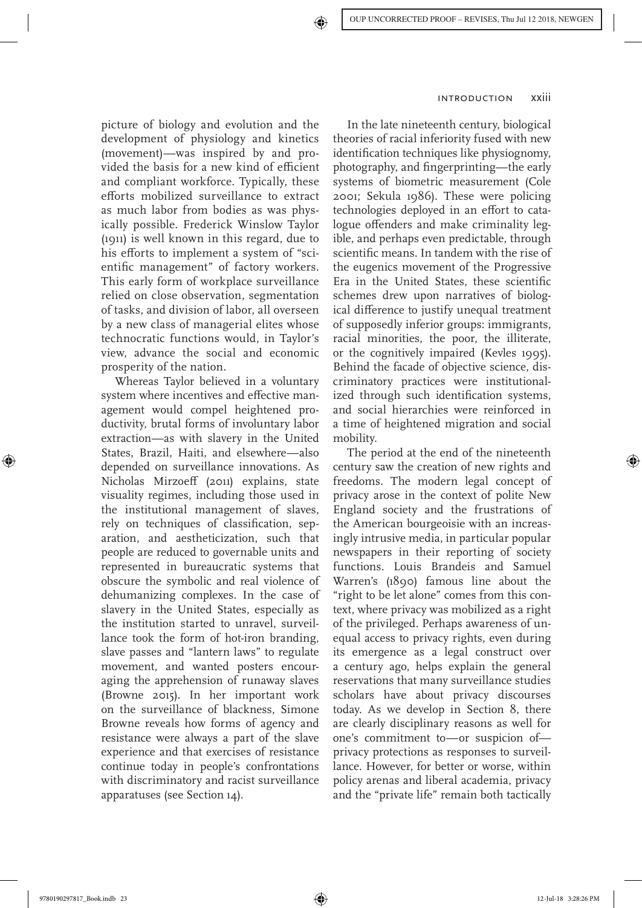picture of biology and evolution and the development of physiology and kinetics (movement)—was inspired by and provided the basis for a new kind of efficient and compliant workforce. Typically, these efforts mobilized surveillance to extract as much labor from bodies as was physically possible. Frederick Winslow Taylor (1911) is well known in this regard, due to his efforts to implement a system of "scientific management" of factory workers. This early form of workplace surveillance relied on close observation, segmentation of tasks, and division of labor, all overseen by a new class of managerial elites whose technocratic functions would, in Taylor's view, advance the social and economic prosperity of the nation.

Whereas Taylor believed in a voluntary system where incentives and effective management would compel heightened productivity, brutal forms of involuntary labor extraction—as with slavery in the United States, Brazil, Haiti, and elsewhere—also depended on surveillance innovations. As Nicholas Mirzoeff (2011) explains, state visuality regimes, including those used in the institutional management of slaves, rely on techniques of classification, separation, and aestheticization, such that people are reduced to governable units and represented in bureaucratic systems that obscure the symbolic and real violence of dehumanizing complexes. In the case of slavery in the United States, especially as the institution started to unravel, surveillance took the form of hot-iron branding, slave passes and "lantern laws" to regulate movement, and wanted posters encouraging the apprehension of runaway slaves (Browne 2015). In her important work on the surveillance of blackness, Simone Browne reveals how forms of agency and resistance were always a part of the slave experience and that exercises of resistance continue today in people's confrontations with discriminatory and racist surveillance apparatuses (see Section 14).

In the late nineteenth century, biological theories of racial inferiority fused with new identification techniques like physiognomy, photography, and fingerprinting—the early systems of biometric measurement (Cole 2001; Sekula 1986). These were policing technologies deployed in an effort to catalogue offenders and make criminality legible, and perhaps even predictable, through scientific means. In tandem with the rise of the eugenics movement of the Progressive Era in the United States, these scientific schemes drew upon narratives of biological difference to justify unequal treatment of supposedly inferior groups: immigrants, racial minorities, the poor, the illiterate, or the cognitively impaired (Kevles 1995). Behind the facade of objective science, discriminatory practices were institutionalized through such identification systems, and social hierarchies were reinforced in a time of heightened migration and social mobility.

The period at the end of the nineteenth century saw the creation of new rights and freedoms. The modern legal concept of privacy arose in the context of polite New England society and the frustrations of the American bourgeoisie with an increasingly intrusive media, in particular popular newspapers in their reporting of society functions. Louis Brandeis and Samuel Warren's (1890) famous line about the "right to be let alone" comes from this context, where privacy was mobilized as a right of the privileged. Perhaps awareness of unequal access to privacy rights, even during its emergence as a legal construct over a century ago, helps explain the general reservations that many surveillance studies scholars have about privacy discourses today. As we develop in Section 8, there are clearly disciplinary reasons as well for one's commitment to—or suspicion of—privacy protections as responses to surveillance. However, for better or worse, within policy arenas and liberal academia, privacy and the "private life" remain both tactically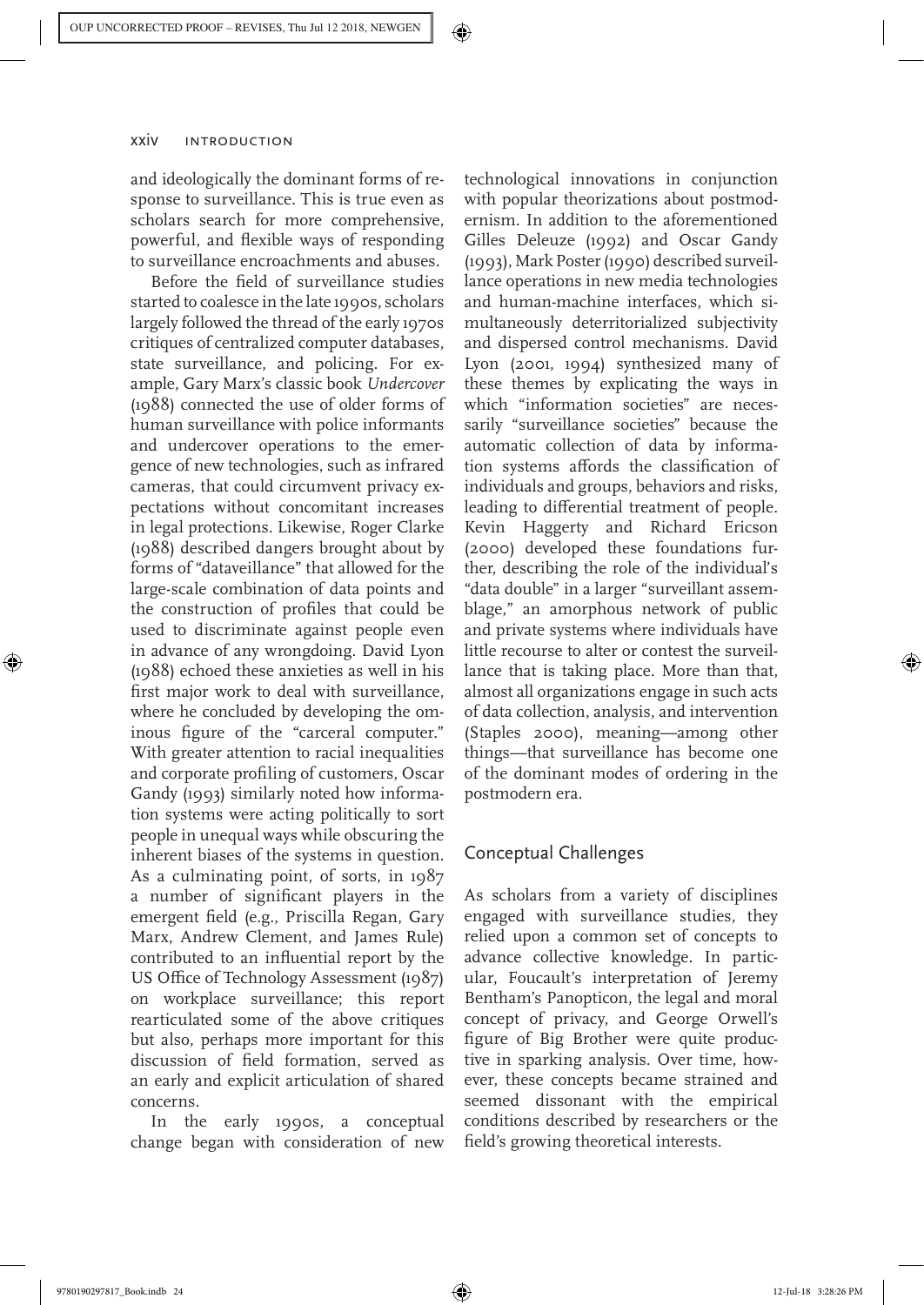and ideologically the dominant forms of response to surveillance. This is true even as scholars search for more comprehensive, powerful, and flexible ways of responding to surveillance encroachments and abuses.

Before the field of surveillance studies started to coalesce in the late 1990s, scholars largely followed the thread of the early 1970s critiques of centralized computer databases, state surveillance, and policing. For example, Gary Marx's classic book *Undercover* (1988) connected the use of older forms of human surveillance with police informants and undercover operations to the emergence of new technologies, such as infrared cameras, that could circumvent privacy expectations without concomitant increases in legal protections. Likewise, Roger Clarke (1988) described dangers brought about by forms of "dataveillance" that allowed for the large-scale combination of data points and the construction of profiles that could be used to discriminate against people even in advance of any wrongdoing. David Lyon (1988) echoed these anxieties as well in his first major work to deal with surveillance, where he concluded by developing the ominous figure of the "carceral computer." With greater attention to racial inequalities and corporate profiling of customers, Oscar Gandy (1993) similarly noted how information systems were acting politically to sort people in unequal ways while obscuring the inherent biases of the systems in question. As a culminating point, of sorts, in 1987 a number of significant players in the emergent field (e.g., Priscilla Regan, Gary Marx, Andrew Clement, and James Rule) contributed to an influential report by the US Office of Technology Assessment (1987) on workplace surveillance; this report rearticulated some of the above critiques but also, perhaps more important for this discussion of field formation, served as an early and explicit articulation of shared concerns.

In the early 1990s, a conceptual change began with consideration of new technological innovations in conjunction with popular theorizations about postmodernism. In addition to the aforementioned Gilles Deleuze (1992) and Oscar Gandy (1993), Mark Poster (1990) described surveillance operations in new media technologies and human-machine interfaces, which simultaneously deterritorialized subjectivity and dispersed control mechanisms. David Lyon (2001, 1994) synthesized many of these themes by explicating the ways in which "information societies" are necessarily "surveillance societies" because the automatic collection of data by information systems affords the classification of individuals and groups, behaviors and risks, leading to differential treatment of people. Kevin Haggerty and Richard Ericson (2000) developed these foundations further, describing the role of the individual's "data double" in a larger "surveillant assemblage," an amorphous network of public and private systems where individuals have little recourse to alter or contest the surveillance that is taking place. More than that, almost all organizations engage in such acts of data collection, analysis, and intervention (Staples 2000), meaning—among other things—that surveillance has become one of the dominant modes of ordering in the postmodern era.

## Conceptual Challenges

As scholars from a variety of disciplines engaged with surveillance studies, they relied upon a common set of concepts to advance collective knowledge. In particular, Foucault's interpretation of Jeremy Bentham's Panopticon, the legal and moral concept of privacy, and George Orwell's figure of Big Brother were quite productive in sparking analysis. Over time, however, these concepts became strained and seemed dissonant with the empirical conditions described by researchers or the field's growing theoretical interests.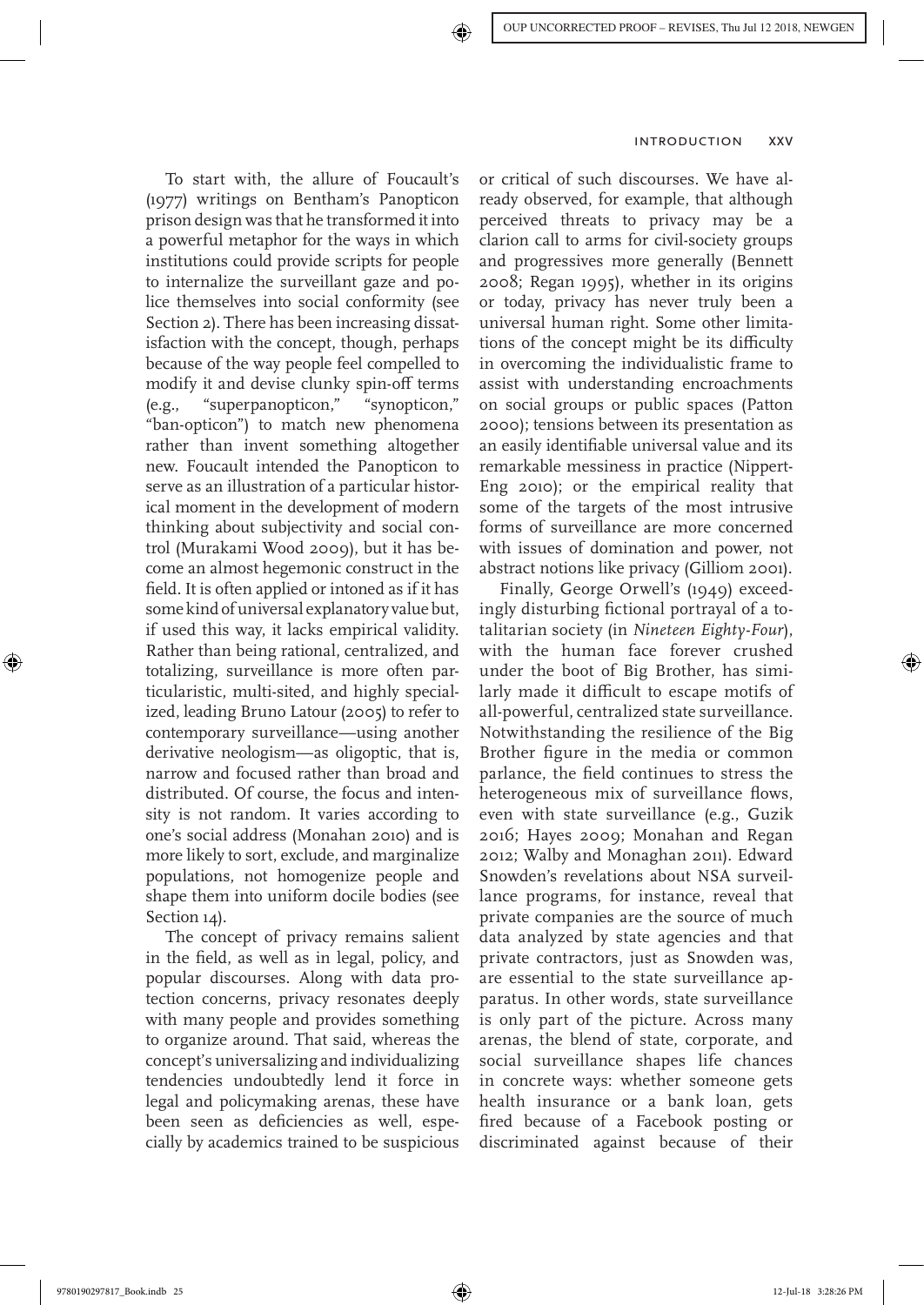To start with, the allure of Foucault's (1977) writings on Bentham's Panopticon prison design was that he transformed it into a powerful metaphor for the ways in which institutions could provide scripts for people to internalize the surveillant gaze and police themselves into social conformity (see Section 2). There has been increasing dissatisfaction with the concept, though, perhaps because of the way people feel compelled to modify it and devise clunky spin-off terms (e.g., "superpanopticon," "synopticon," "ban-opticon") to match new phenomena rather than invent something altogether new. Foucault intended the Panopticon to serve as an illustration of a particular historical moment in the development of modern thinking about subjectivity and social control (Murakami Wood 2009), but it has become an almost hegemonic construct in the field. It is often applied or intoned as if it has some kind of universal explanatory value but, if used this way, it lacks empirical validity. Rather than being rational, centralized, and totalizing, surveillance is more often particularistic, multi-sited, and highly specialized, leading Bruno Latour (2005) to refer to contemporary surveillance—using another derivative neologism—as oligoptic, that is, narrow and focused rather than broad and distributed. Of course, the focus and intensity is not random. It varies according to one's social address (Monahan 2010) and is more likely to sort, exclude, and marginalize populations, not homogenize people and shape them into uniform docile bodies (see Section 14).

The concept of privacy remains salient in the field, as well as in legal, policy, and popular discourses. Along with data protection concerns, privacy resonates deeply with many people and provides something to organize around. That said, whereas the concept's universalizing and individualizing tendencies undoubtedly lend it force in legal and policymaking arenas, these have been seen as deficiencies as well, especially by academics trained to be suspicious or critical of such discourses. We have already observed, for example, that although perceived threats to privacy may be a clarion call to arms for civil-society groups and progressives more generally (Bennett 2008; Regan 1995), whether in its origins or today, privacy has never truly been a universal human right. Some other limitations of the concept might be its difficulty in overcoming the individualistic frame to assist with understanding encroachments on social groups or public spaces (Patton 2000); tensions between its presentation as an easily identifiable universal value and its remarkable messiness in practice (Nippert-Eng 2010); or the empirical reality that some of the targets of the most intrusive forms of surveillance are more concerned with issues of domination and power, not abstract notions like privacy (Gilliom 2001).

Finally, George Orwell's (1949) exceedingly disturbing fictional portrayal of a totalitarian society (in *Nineteen Eighty-Four*), with the human face forever crushed under the boot of Big Brother, has similarly made it difficult to escape motifs of all-powerful, centralized state surveillance. Notwithstanding the resilience of the Big Brother figure in the media or common parlance, the field continues to stress the heterogeneous mix of surveillance flows, even with state surveillance (e.g., Guzik 2016; Hayes 2009; Monahan and Regan 2012; Walby and Monaghan 2011). Edward Snowden's revelations about NSA surveillance programs, for instance, reveal that private companies are the source of much data analyzed by state agencies and that private contractors, just as Snowden was, are essential to the state surveillance apparatus. In other words, state surveillance is only part of the picture. Across many arenas, the blend of state, corporate, and social surveillance shapes life chances in concrete ways: whether someone gets health insurance or a bank loan, gets fired because of a Facebook posting or discriminated against because of their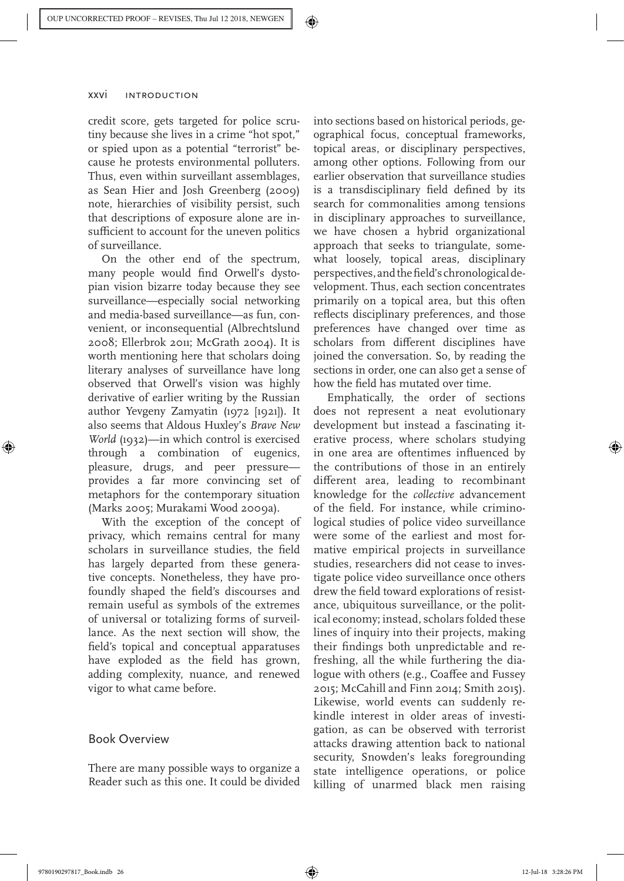credit score, gets targeted for police scrutiny because she lives in a crime "hot spot," or spied upon as a potential "terrorist" because he protests environmental polluters. Thus, even within surveillant assemblages, as Sean Hier and Josh Greenberg (2009) note, hierarchies of visibility persist, such that descriptions of exposure alone are insufficient to account for the uneven politics of surveillance.

On the other end of the spectrum, many people would find Orwell's dystopian vision bizarre today because they see surveillance—especially social networking and media-based surveillance—as fun, convenient, or inconsequential (Albrechtslund 2008; Ellerbrok 2011; McGrath 2004). It is worth mentioning here that scholars doing literary analyses of surveillance have long observed that Orwell's vision was highly derivative of earlier writing by the Russian author Yevgeny Zamyatin (1972 [1921]). It also seems that Aldous Huxley's *Brave New World* (1932)—in which control is exercised through a combination of eugenics, pleasure, drugs, and peer pressure—provides a far more convincing set of metaphors for the contemporary situation (Marks 2005; Murakami Wood 2009a).

With the exception of the concept of privacy, which remains central for many scholars in surveillance studies, the field has largely departed from these generative concepts. Nonetheless, they have profoundly shaped the field's discourses and remain useful as symbols of the extremes of universal or totalizing forms of surveillance. As the next section will show, the field's topical and conceptual apparatuses have exploded as the field has grown, adding complexity, nuance, and renewed vigor to what came before.

## Book Overview

There are many possible ways to organize a Reader such as this one. It could be divided into sections based on historical periods, geographical focus, conceptual frameworks, topical areas, or disciplinary perspectives, among other options. Following from our earlier observation that surveillance studies is a transdisciplinary field defined by its search for commonalities among tensions in disciplinary approaches to surveillance, we have chosen a hybrid organizational approach that seeks to triangulate, somewhat loosely, topical areas, disciplinary perspectives, and the field's chronological development. Thus, each section concentrates primarily on a topical area, but this often reflects disciplinary preferences, and those preferences have changed over time as scholars from different disciplines have joined the conversation. So, by reading the sections in order, one can also get a sense of how the field has mutated over time.

Emphatically, the order of sections does not represent a neat evolutionary development but instead a fascinating iterative process, where scholars studying in one area are oftentimes influenced by the contributions of those in an entirely different area, leading to recombinant knowledge for the *collective* advancement of the field. For instance, while criminological studies of police video surveillance were some of the earliest and most formative empirical projects in surveillance studies, researchers did not cease to investigate police video surveillance once others drew the field toward explorations of resistance, ubiquitous surveillance, or the political economy; instead, scholars folded these lines of inquiry into their projects, making their findings both unpredictable and refreshing, all the while furthering the dialogue with others (e.g., Coaffee and Fussey 2015; McCahill and Finn 2014; Smith 2015). Likewise, world events can suddenly rekindle interest in older areas of investigation, as can be observed with terrorist attacks drawing attention back to national security, Snowden's leaks foregrounding state intelligence operations, or police killing of unarmed black men raising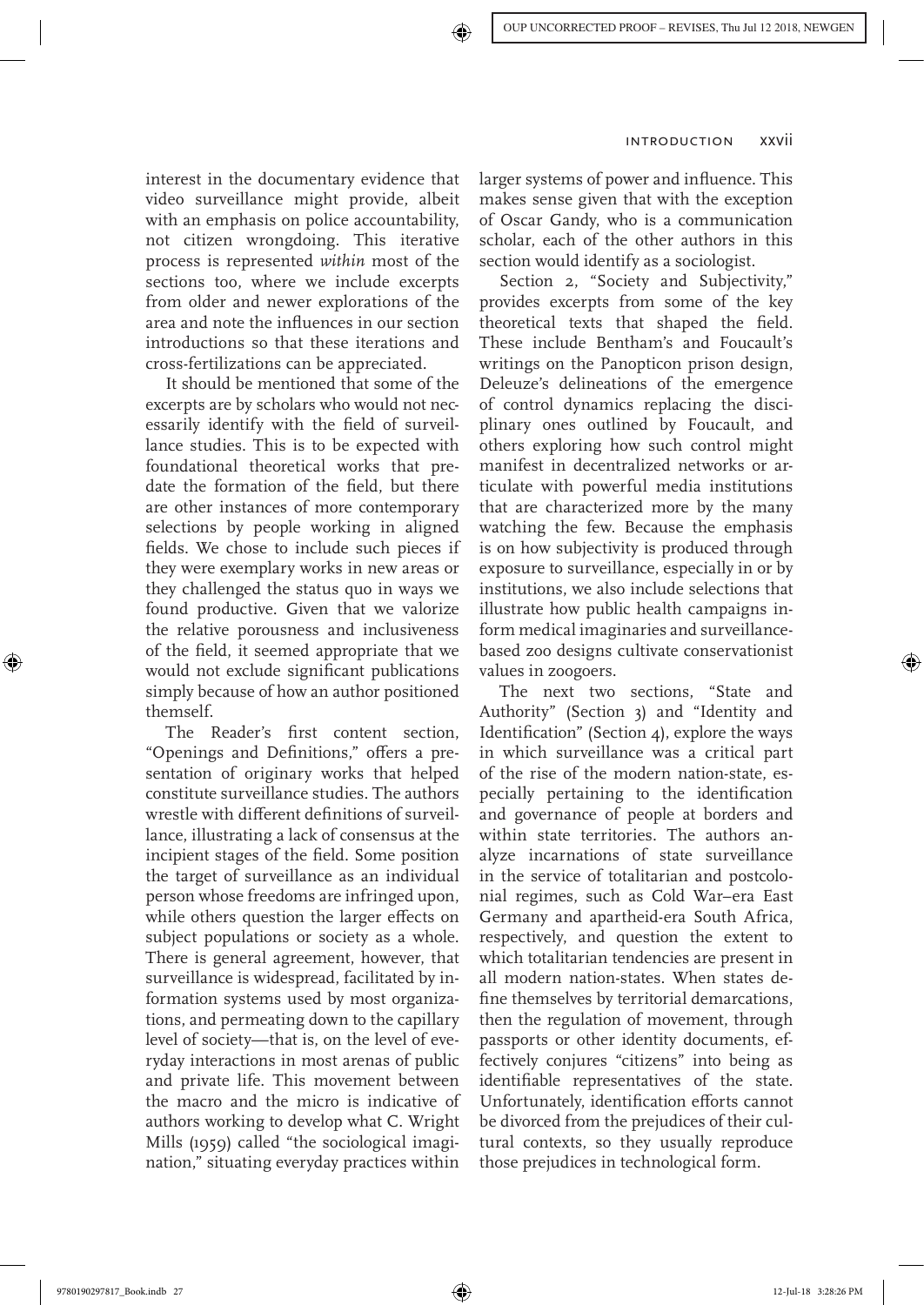interest in the documentary evidence that video surveillance might provide, albeit with an emphasis on police accountability, not citizen wrongdoing. This iterative process is represented *within* most of the sections too, where we include excerpts from older and newer explorations of the area and note the influences in our section introductions so that these iterations and cross-fertilizations can be appreciated.

It should be mentioned that some of the excerpts are by scholars who would not necessarily identify with the field of surveillance studies. This is to be expected with foundational theoretical works that predate the formation of the field, but there are other instances of more contemporary selections by people working in aligned fields. We chose to include such pieces if they were exemplary works in new areas or they challenged the status quo in ways we found productive. Given that we valorize the relative porousness and inclusiveness of the field, it seemed appropriate that we would not exclude significant publications simply because of how an author positioned themself.

The Reader's first content section, "Openings and Definitions," offers a presentation of originary works that helped constitute surveillance studies. The authors wrestle with different definitions of surveillance, illustrating a lack of consensus at the incipient stages of the field. Some position the target of surveillance as an individual person whose freedoms are infringed upon, while others question the larger effects on subject populations or society as a whole. There is general agreement, however, that surveillance is widespread, facilitated by information systems used by most organizations, and permeating down to the capillary level of society—that is, on the level of everyday interactions in most arenas of public and private life. This movement between the macro and the micro is indicative of authors working to develop what C. Wright Mills (1959) called "the sociological imagination," situating everyday practices within larger systems of power and influence. This makes sense given that with the exception of Oscar Gandy, who is a communication scholar, each of the other authors in this section would identify as a sociologist.

Section 2, "Society and Subjectivity," provides excerpts from some of the key theoretical texts that shaped the field. These include Bentham's and Foucault's writings on the Panopticon prison design, Deleuze's delineations of the emergence of control dynamics replacing the disciplinary ones outlined by Foucault, and others exploring how such control might manifest in decentralized networks or articulate with powerful media institutions that are characterized more by the many watching the few. Because the emphasis is on how subjectivity is produced through exposure to surveillance, especially in or by institutions, we also include selections that illustrate how public health campaigns inform medical imaginaries and surveillance-based zoo designs cultivate conservationist values in zoogoers.

The next two sections, "State and Authority" (Section 3) and "Identity and Identification" (Section 4), explore the ways in which surveillance was a critical part of the rise of the modern nation-state, especially pertaining to the identification and governance of people at borders and within state territories. The authors analyze incarnations of state surveillance in the service of totalitarian and postcolonial regimes, such as Cold War–era East Germany and apartheid-era South Africa, respectively, and question the extent to which totalitarian tendencies are present in all modern nation-states. When states define themselves by territorial demarcations, then the regulation of movement, through passports or other identity documents, effectively conjures "citizens" into being as identifiable representatives of the state. Unfortunately, identification efforts cannot be divorced from the prejudices of their cultural contexts, so they usually reproduce those prejudices in technological form.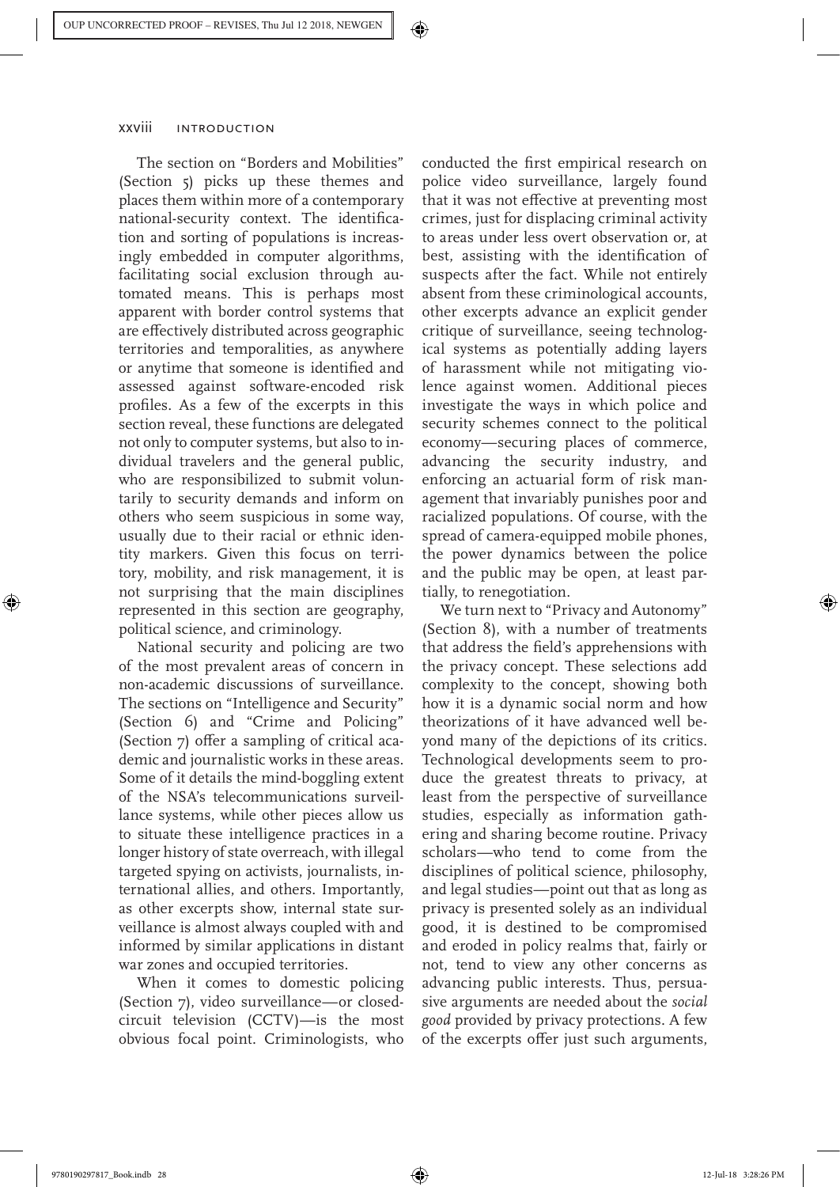The section on "Borders and Mobilities" (Section 5) picks up these themes and places them within more of a contemporary national-security context. The identification and sorting of populations is increasingly embedded in computer algorithms, facilitating social exclusion through automated means. This is perhaps most apparent with border control systems that are effectively distributed across geographic territories and temporalities, as anywhere or anytime that someone is identified and assessed against software-encoded risk profiles. As a few of the excerpts in this section reveal, these functions are delegated not only to computer systems, but also to individual travelers and the general public, who are responsibilized to submit voluntarily to security demands and inform on others who seem suspicious in some way, usually due to their racial or ethnic identity markers. Given this focus on territory, mobility, and risk management, it is not surprising that the main disciplines represented in this section are geography, political science, and criminology.

National security and policing are two of the most prevalent areas of concern in non-academic discussions of surveillance. The sections on "Intelligence and Security" (Section 6) and "Crime and Policing" (Section 7) offer a sampling of critical academic and journalistic works in these areas. Some of it details the mind-boggling extent of the NSA's telecommunications surveillance systems, while other pieces allow us to situate these intelligence practices in a longer history of state overreach, with illegal targeted spying on activists, journalists, international allies, and others. Importantly, as other excerpts show, internal state surveillance is almost always coupled with and informed by similar applications in distant war zones and occupied territories.

When it comes to domestic policing (Section 7), video surveillance—or closed-circuit television (CCTV)—is the most obvious focal point. Criminologists, who conducted the first empirical research on police video surveillance, largely found that it was not effective at preventing most crimes, just for displacing criminal activity to areas under less overt observation or, at best, assisting with the identification of suspects after the fact. While not entirely absent from these criminological accounts, other excerpts advance an explicit gender critique of surveillance, seeing technological systems as potentially adding layers of harassment while not mitigating violence against women. Additional pieces investigate the ways in which police and security schemes connect to the political economy—securing places of commerce, advancing the security industry, and enforcing an actuarial form of risk management that invariably punishes poor and racialized populations. Of course, with the spread of camera-equipped mobile phones, the power dynamics between the police and the public may be open, at least partially, to renegotiation.

We turn next to "Privacy and Autonomy" (Section 8), with a number of treatments that address the field's apprehensions with the privacy concept. These selections add complexity to the concept, showing both how it is a dynamic social norm and how theorizations of it have advanced well beyond many of the depictions of its critics. Technological developments seem to produce the greatest threats to privacy, at least from the perspective of surveillance studies, especially as information gathering and sharing become routine. Privacy scholars—who tend to come from the disciplines of political science, philosophy, and legal studies—point out that as long as privacy is presented solely as an individual good, it is destined to be compromised and eroded in policy realms that, fairly or not, tend to view any other concerns as advancing public interests. Thus, persuasive arguments are needed about the *social good* provided by privacy protections. A few of the excerpts offer just such arguments,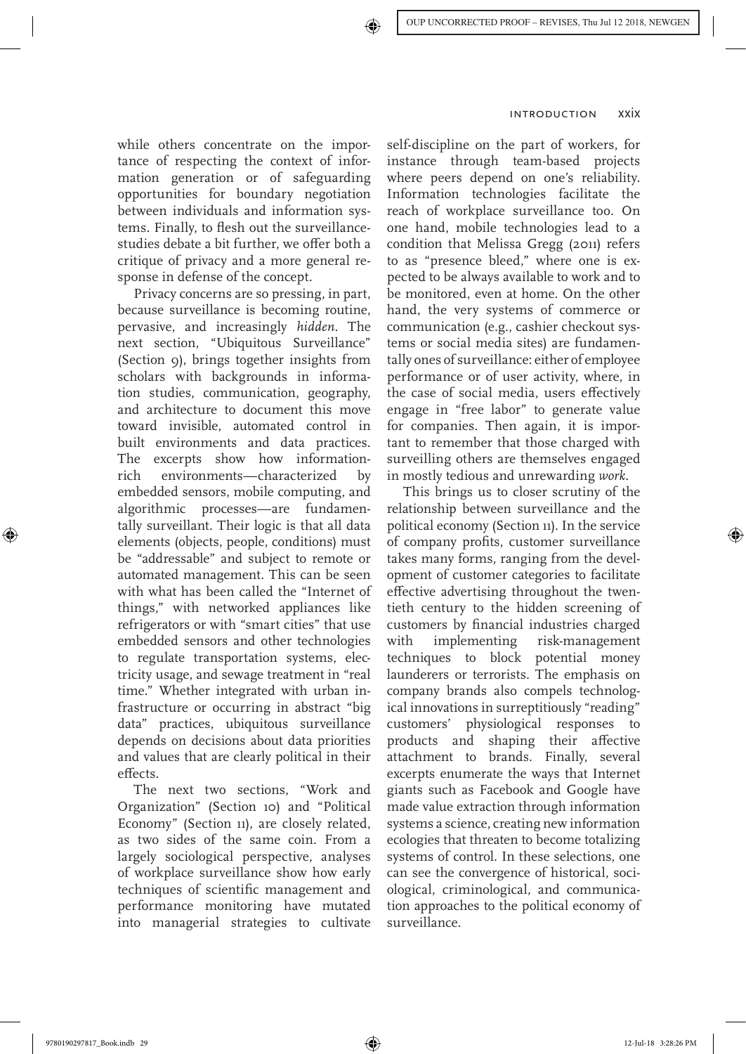while others concentrate on the importance of respecting the context of information generation or of safeguarding opportunities for boundary negotiation between individuals and information systems. Finally, to flesh out the surveillance-studies debate a bit further, we offer both a critique of privacy and a more general response in defense of the concept.

Privacy concerns are so pressing, in part, because surveillance is becoming routine, pervasive, and increasingly *hidden*. The next section, "Ubiquitous Surveillance" (Section 9), brings together insights from scholars with backgrounds in information studies, communication, geography, and architecture to document this move toward invisible, automated control in built environments and data practices. The excerpts show how information-rich environments—characterized by embedded sensors, mobile computing, and algorithmic processes—are fundamentally surveillant. Their logic is that all data elements (objects, people, conditions) must be "addressable" and subject to remote or automated management. This can be seen with what has been called the "Internet of things," with networked appliances like refrigerators or with "smart cities" that use embedded sensors and other technologies to regulate transportation systems, electricity usage, and sewage treatment in "real time." Whether integrated with urban infrastructure or occurring in abstract "big data" practices, ubiquitous surveillance depends on decisions about data priorities and values that are clearly political in their effects.

The next two sections, "Work and Organization" (Section 10) and "Political Economy" (Section 11), are closely related, as two sides of the same coin. From a largely sociological perspective, analyses of workplace surveillance show how early techniques of scientific management and performance monitoring have mutated into managerial strategies to cultivate self-discipline on the part of workers, for instance through team-based projects where peers depend on one's reliability. Information technologies facilitate the reach of workplace surveillance too. On one hand, mobile technologies lead to a condition that Melissa Gregg (2011) refers to as "presence bleed," where one is expected to be always available to work and to be monitored, even at home. On the other hand, the very systems of commerce or communication (e.g., cashier checkout systems or social media sites) are fundamentally ones of surveillance: either of employee performance or of user activity, where, in the case of social media, users effectively engage in "free labor" to generate value for companies. Then again, it is important to remember that those charged with surveilling others are themselves engaged in mostly tedious and unrewarding *work*.

This brings us to closer scrutiny of the relationship between surveillance and the political economy (Section 11). In the service of company profits, customer surveillance takes many forms, ranging from the development of customer categories to facilitate effective advertising throughout the twentieth century to the hidden screening of customers by financial industries charged with implementing risk-management techniques to block potential money launderers or terrorists. The emphasis on company brands also compels technological innovations in surreptitiously "reading" customers' physiological responses to products and shaping their affective attachment to brands. Finally, several excerpts enumerate the ways that Internet giants such as Facebook and Google have made value extraction through information systems a science, creating new information ecologies that threaten to become totalizing systems of control. In these selections, one can see the convergence of historical, sociological, criminological, and communication approaches to the political economy of surveillance.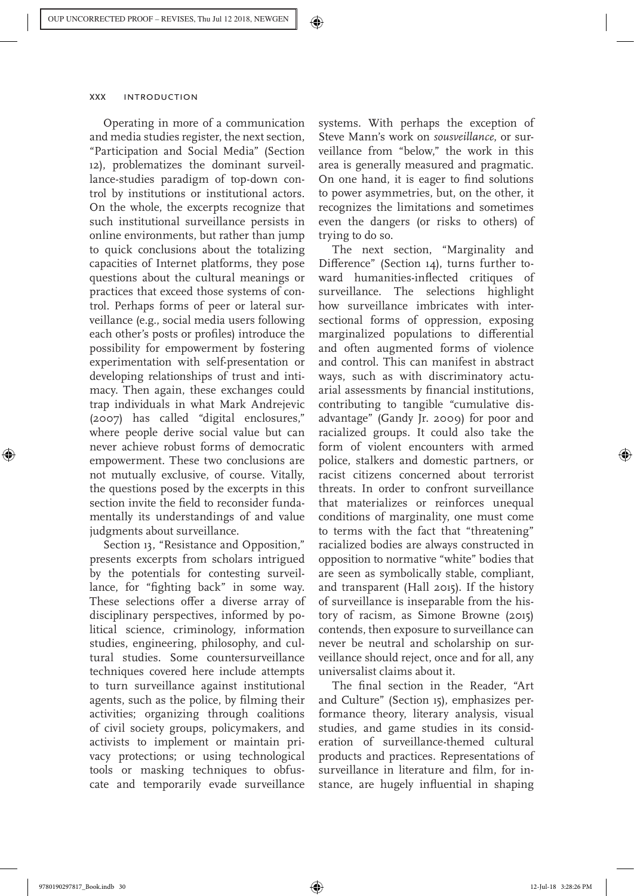Operating in more of a communication and media studies register, the next section, "Participation and Social Media" (Section 12), problematizes the dominant surveillance-studies paradigm of top-down control by institutions or institutional actors. On the whole, the excerpts recognize that such institutional surveillance persists in online environments, but rather than jump to quick conclusions about the totalizing capacities of Internet platforms, they pose questions about the cultural meanings or practices that exceed those systems of control. Perhaps forms of peer or lateral surveillance (e.g., social media users following each other's posts or profiles) introduce the possibility for empowerment by fostering experimentation with self-presentation or developing relationships of trust and intimacy. Then again, these exchanges could trap individuals in what Mark Andrejevic (2007) has called "digital enclosures," where people derive social value but can never achieve robust forms of democratic empowerment. These two conclusions are not mutually exclusive, of course. Vitally, the questions posed by the excerpts in this section invite the field to reconsider fundamentally its understandings of and value judgments about surveillance.

Section 13, "Resistance and Opposition," presents excerpts from scholars intrigued by the potentials for contesting surveillance, for "fighting back" in some way. These selections offer a diverse array of disciplinary perspectives, informed by political science, criminology, information studies, engineering, philosophy, and cultural studies. Some countersurveillance techniques covered here include attempts to turn surveillance against institutional agents, such as the police, by filming their activities; organizing through coalitions of civil society groups, policymakers, and activists to implement or maintain privacy protections; or using technological tools or masking techniques to obfuscate and temporarily evade surveillance systems. With perhaps the exception of Steve Mann's work on *sousveillance*, or surveillance from "below," the work in this area is generally measured and pragmatic. On one hand, it is eager to find solutions to power asymmetries, but, on the other, it recognizes the limitations and sometimes even the dangers (or risks to others) of trying to do so.

The next section, "Marginality and Difference" (Section 14), turns further toward humanities-inflected critiques of surveillance. The selections highlight how surveillance imbricates with intersectional forms of oppression, exposing marginalized populations to differential and often augmented forms of violence and control. This can manifest in abstract ways, such as with discriminatory actuarial assessments by financial institutions, contributing to tangible "cumulative disadvantage" (Gandy Jr. 2009) for poor and racialized groups. It could also take the form of violent encounters with armed police, stalkers and domestic partners, or racist citizens concerned about terrorist threats. In order to confront surveillance that materializes or reinforces unequal conditions of marginality, one must come to terms with the fact that "threatening" racialized bodies are always constructed in opposition to normative "white" bodies that are seen as symbolically stable, compliant, and transparent (Hall 2015). If the history of surveillance is inseparable from the history of racism, as Simone Browne (2015) contends, then exposure to surveillance can never be neutral and scholarship on surveillance should reject, once and for all, any universalist claims about it.

The final section in the Reader, "Art and Culture" (Section 15), emphasizes performance theory, literary analysis, visual studies, and game studies in its consideration of surveillance-themed cultural products and practices. Representations of surveillance in literature and film, for instance, are hugely influential in shaping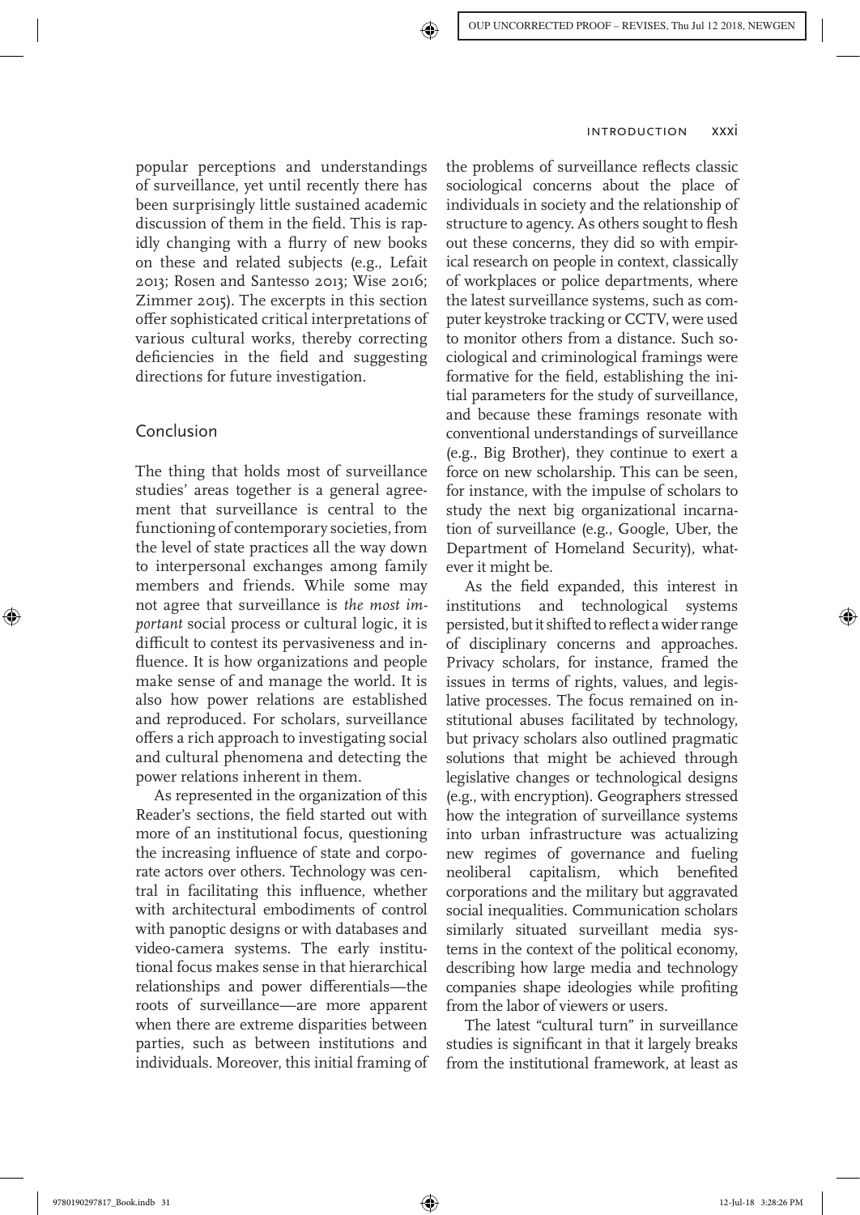popular perceptions and understandings of surveillance, yet until recently there has been surprisingly little sustained academic discussion of them in the field. This is rapidly changing with a flurry of new books on these and related subjects (e.g., Lefait 2013; Rosen and Santesso 2013; Wise 2016; Zimmer 2015). The excerpts in this section offer sophisticated critical interpretations of various cultural works, thereby correcting deficiencies in the field and suggesting directions for future investigation.

## Conclusion

The thing that holds most of surveillance studies' areas together is a general agreement that surveillance is central to the functioning of contemporary societies, from the level of state practices all the way down to interpersonal exchanges among family members and friends. While some may not agree that surveillance is *the most important* social process or cultural logic, it is difficult to contest its pervasiveness and influence. It is how organizations and people make sense of and manage the world. It is also how power relations are established and reproduced. For scholars, surveillance offers a rich approach to investigating social and cultural phenomena and detecting the power relations inherent in them.

As represented in the organization of this Reader's sections, the field started out with more of an institutional focus, questioning the increasing influence of state and corporate actors over others. Technology was central in facilitating this influence, whether with architectural embodiments of control with panoptic designs or with databases and video-camera systems. The early institutional focus makes sense in that hierarchical relationships and power differentials—the roots of surveillance—are more apparent when there are extreme disparities between parties, such as between institutions and individuals. Moreover, this initial framing of the problems of surveillance reflects classic sociological concerns about the place of individuals in society and the relationship of structure to agency. As others sought to flesh out these concerns, they did so with empirical research on people in context, classically of workplaces or police departments, where the latest surveillance systems, such as computer keystroke tracking or CCTV, were used to monitor others from a distance. Such sociological and criminological framings were formative for the field, establishing the initial parameters for the study of surveillance, and because these framings resonate with conventional understandings of surveillance (e.g., Big Brother), they continue to exert a force on new scholarship. This can be seen, for instance, with the impulse of scholars to study the next big organizational incarnation of surveillance (e.g., Google, Uber, the Department of Homeland Security), whatever it might be.

As the field expanded, this interest in institutions and technological systems persisted, but it shifted to reflect a wider range of disciplinary concerns and approaches. Privacy scholars, for instance, framed the issues in terms of rights, values, and legislative processes. The focus remained on institutional abuses facilitated by technology, but privacy scholars also outlined pragmatic solutions that might be achieved through legislative changes or technological designs (e.g., with encryption). Geographers stressed how the integration of surveillance systems into urban infrastructure was actualizing new regimes of governance and fueling neoliberal capitalism, which benefited corporations and the military but aggravated social inequalities. Communication scholars similarly situated surveillant media systems in the context of the political economy, describing how large media and technology companies shape ideologies while profiting from the labor of viewers or users.

The latest "cultural turn" in surveillance studies is significant in that it largely breaks from the institutional framework, at least as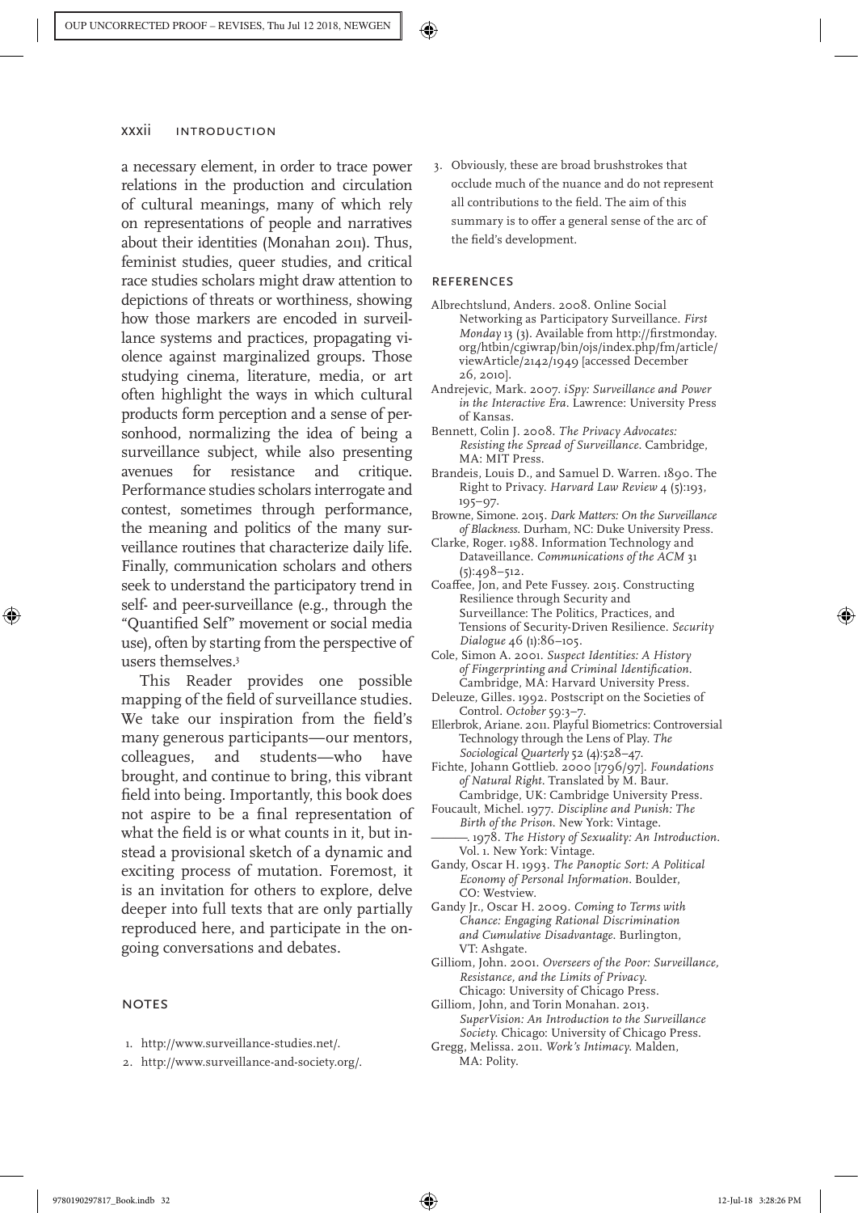a necessary element, in order to trace power relations in the production and circulation of cultural meanings, many of which rely on representations of people and narratives about their identities (Monahan 2011). Thus, feminist studies, queer studies, and critical race studies scholars might draw attention to depictions of threats or worthiness, showing how those markers are encoded in surveillance systems and practices, propagating violence against marginalized groups. Those studying cinema, literature, media, or art often highlight the ways in which cultural products form perception and a sense of personhood, normalizing the idea of being a surveillance subject, while also presenting avenues for resistance and critique. Performance studies scholars interrogate and contest, sometimes through performance, the meaning and politics of the many surveillance routines that characterize daily life. Finally, communication scholars and others seek to understand the participatory trend in self- and peer-surveillance (e.g., through the "Quantified Self" movement or social media use), often by starting from the perspective of users themselves.[3]

This Reader provides one possible mapping of the field of surveillance studies. We take our inspiration from the field's many generous participants—our mentors, colleagues, and students—who have brought, and continue to bring, this vibrant field into being. Importantly, this book does not aspire to be a final representation of what the field is or what counts in it, but instead a provisional sketch of a dynamic and exciting process of mutation. Foremost, it is an invitation for others to explore, delve deeper into full texts that are only partially reproduced here, and participate in the ongoing conversations and debates.

## NOTES

1. http://www.surveillance-studies.net/.
2. http://www.surveillance-and-society.org/.
3. Obviously, these are broad brushstrokes that occlude much of the nuance and do not represent all contributions to the field. The aim of this summary is to offer a general sense of the arc of the field's development.

## REFERENCES

Albrechtslund, Anders. 2008. Online Social Networking as Participatory Surveillance. *First Monday* 13 (3). Available from http://firstmonday.org/htbin/cgiwrap/bin/ojs/index.php/fm/article/viewArticle/2142/1949 [accessed December 26, 2010].

Andrejevic, Mark. 2007. *iSpy: Surveillance and Power in the Interactive Era*. Lawrence: University Press of Kansas.

Bennett, Colin J. 2008. *The Privacy Advocates: Resisting the Spread of Surveillance*. Cambridge, MA: MIT Press.

Brandeis, Louis D., and Samuel D. Warren. 1890. The Right to Privacy. *Harvard Law Review* 4 (5):193, 195–97.

Browne, Simone. 2015. *Dark Matters: On the Surveillance of Blackness*. Durham, NC: Duke University Press.

Clarke, Roger. 1988. Information Technology and Dataveillance. *Communications of the ACM* 31 (5):498–512.

Coaffee, Jon, and Pete Fussey. 2015. Constructing Resilience through Security and Surveillance: The Politics, Practices, and Tensions of Security-Driven Resilience. *Security Dialogue* 46 (1):86–105.

Cole, Simon A. 2001. *Suspect Identities: A History of Fingerprinting and Criminal Identification*. Cambridge, MA: Harvard University Press.

Deleuze, Gilles. 1992. Postscript on the Societies of Control. *October* 59:3–7.

Ellerbrok, Ariane. 2011. Playful Biometrics: Controversial Technology through the Lens of Play. *The Sociological Quarterly* 52 (4):528–47.

Fichte, Johann Gottlieb. 2000 [1796/97]. *Foundations of Natural Right*. Translated by M. Baur. Cambridge, UK: Cambridge University Press.

Foucault, Michel. 1977. *Discipline and Punish: The Birth of the Prison*. New York: Vintage.

———. 1978. *The History of Sexuality: An Introduction*. Vol. 1. New York: Vintage.

Gandy, Oscar H. 1993. *The Panoptic Sort: A Political Economy of Personal Information*. Boulder, CO: Westview.

Gandy Jr., Oscar H. 2009. *Coming to Terms with Chance: Engaging Rational Discrimination and Cumulative Disadvantage*. Burlington, VT: Ashgate.

Gilliom, John. 2001. *Overseers of the Poor: Surveillance, Resistance, and the Limits of Privacy*. Chicago: University of Chicago Press.

Gilliom, John, and Torin Monahan. 2013. *SuperVision: An Introduction to the Surveillance Society*. Chicago: University of Chicago Press.

Gregg, Melissa. 2011. *Work's Intimacy*. Malden, MA: Polity.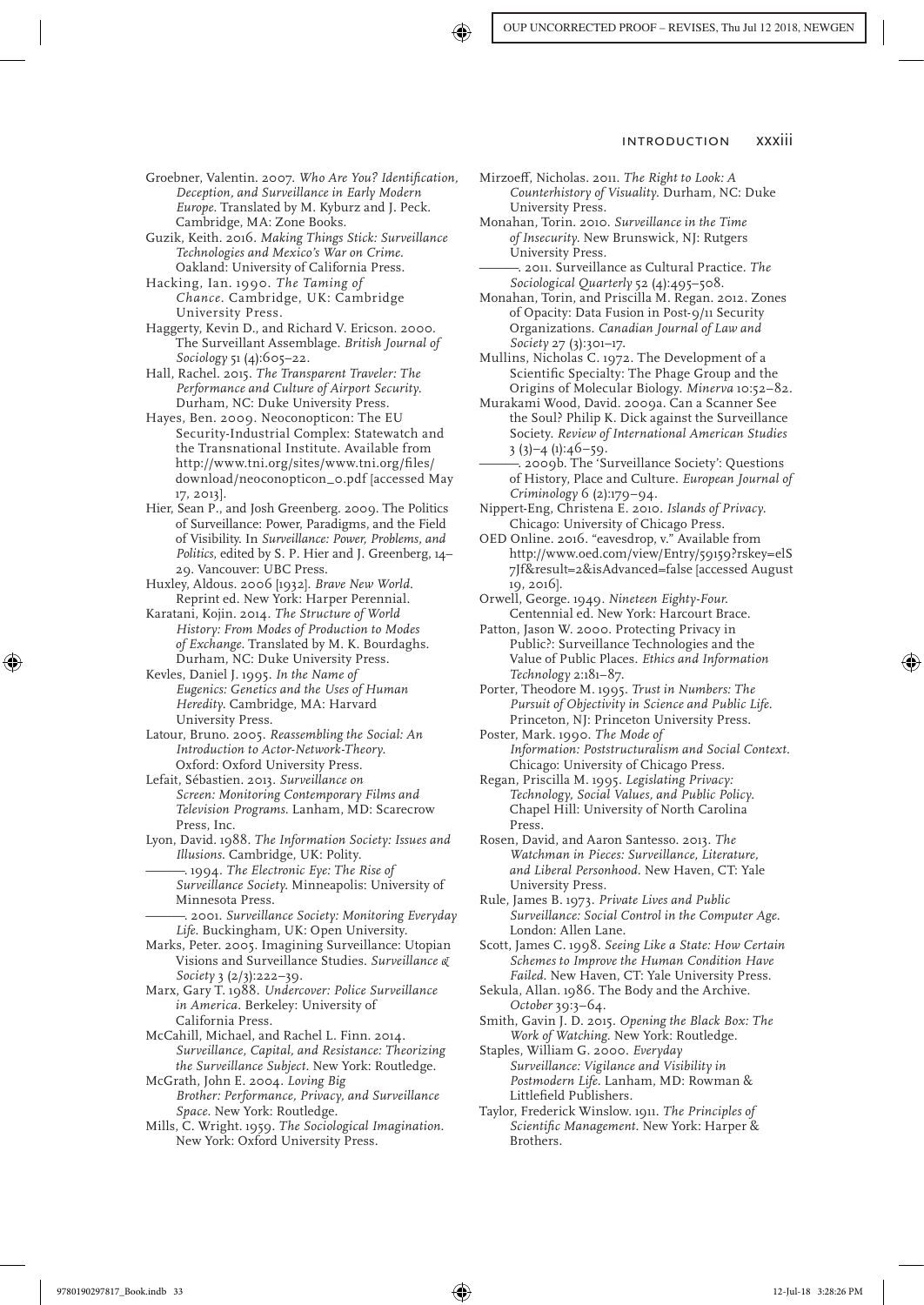Groebner, Valentin. 2007. *Who Are You? Identification, Deception, and Surveillance in Early Modern Europe*. Translated by M. Kyburz and J. Peck. Cambridge, MA: Zone Books.

Guzik, Keith. 2016. *Making Things Stick: Surveillance Technologies and Mexico's War on Crime*. Oakland: University of California Press.

Hacking, Ian. 1990. *The Taming of Chance*. Cambridge, UK: Cambridge University Press.

Haggerty, Kevin D., and Richard V. Ericson. 2000. The Surveillant Assemblage. *British Journal of Sociology* 51 (4):605–22.

Hall, Rachel. 2015. *The Transparent Traveler: The Performance and Culture of Airport Security*. Durham, NC: Duke University Press.

Hayes, Ben. 2009. Neoconopticon: The EU Security-Industrial Complex: Statewatch and the Transnational Institute. Available from http://www.tni.org/sites/www.tni.org/files/download/neoconopticon_0.pdf [accessed May 17, 2013].

Hier, Sean P., and Josh Greenberg. 2009. The Politics of Surveillance: Power, Paradigms, and the Field of Visibility. In *Surveillance: Power, Problems, and Politics*, edited by S. P. Hier and J. Greenberg, 14–29. Vancouver: UBC Press.

Huxley, Aldous. 2006 [1932]. *Brave New World*. Reprint ed. New York: Harper Perennial.

Karatani, Kojin. 2014. *The Structure of World History: From Modes of Production to Modes of Exchange*. Translated by M. K. Bourdaghs. Durham, NC: Duke University Press.

Kevles, Daniel J. 1995. *In the Name of Eugenics: Genetics and the Uses of Human Heredity*. Cambridge, MA: Harvard University Press.

Latour, Bruno. 2005. *Reassembling the Social: An Introduction to Actor-Network-Theory*. Oxford: Oxford University Press.

Lefait, Sébastien. 2013. *Surveillance on Screen: Monitoring Contemporary Films and Television Programs*. Lanham, MD: Scarecrow Press, Inc.

Lyon, David. 1988. *The Information Society: Issues and Illusions*. Cambridge, UK: Polity.

———. 1994. *The Electronic Eye: The Rise of Surveillance Society*. Minneapolis: University of Minnesota Press.

———. 2001. *Surveillance Society: Monitoring Everyday Life*. Buckingham, UK: Open University.

Marks, Peter. 2005. Imagining Surveillance: Utopian Visions and Surveillance Studies. *Surveillance & Society* 3 (2/3):222–39.

Marx, Gary T. 1988. *Undercover: Police Surveillance in America*. Berkeley: University of California Press.

McCahill, Michael, and Rachel L. Finn. 2014. *Surveillance, Capital, and Resistance: Theorizing the Surveillance Subject*. New York: Routledge.

McGrath, John E. 2004. *Loving Big Brother: Performance, Privacy, and Surveillance Space*. New York: Routledge.

Mills, C. Wright. 1959. *The Sociological Imagination*. New York: Oxford University Press.

Mirzoeff, Nicholas. 2011. *The Right to Look: A Counterhistory of Visuality*. Durham, NC: Duke University Press.

Monahan, Torin. 2010. *Surveillance in the Time of Insecurity*. New Brunswick, NJ: Rutgers University Press.

———. 2011. Surveillance as Cultural Practice. *The Sociological Quarterly* 52 (4):495–508.

Monahan, Torin, and Priscilla M. Regan. 2012. Zones of Opacity: Data Fusion in Post-9/11 Security Organizations. *Canadian Journal of Law and Society* 27 (3):301–17.

Mullins, Nicholas C. 1972. The Development of a Scientific Specialty: The Phage Group and the Origins of Molecular Biology. *Minerva* 10:52–82.

Murakami Wood, David. 2009a. Can a Scanner See the Soul? Philip K. Dick against the Surveillance Society. *Review of International American Studies* 3 (3)–4 (1):46–59.

———. 2009b. The 'Surveillance Society': Questions of History, Place and Culture. *European Journal of Criminology* 6 (2):179–94.

Nippert-Eng, Christena E. 2010. *Islands of Privacy*. Chicago: University of Chicago Press.

OED Online. 2016. "eavesdrop, v." Available from http://www.oed.com/view/Entry/59159?rskey=elS7Jf&result=2&isAdvanced=false [accessed August 19, 2016].

Orwell, George. 1949. *Nineteen Eighty-Four*. Centennial ed. New York: Harcourt Brace.

Patton, Jason W. 2000. Protecting Privacy in Public?: Surveillance Technologies and the Value of Public Places. *Ethics and Information Technology* 2:181–87.

Porter, Theodore M. 1995. *Trust in Numbers: The Pursuit of Objectivity in Science and Public Life*. Princeton, NJ: Princeton University Press.

Poster, Mark. 1990. *The Mode of Information: Poststructuralism and Social Context*. Chicago: University of Chicago Press.

Regan, Priscilla M. 1995. *Legislating Privacy: Technology, Social Values, and Public Policy*. Chapel Hill: University of North Carolina Press.

Rosen, David, and Aaron Santesso. 2013. *The Watchman in Pieces: Surveillance, Literature, and Liberal Personhood*. New Haven, CT: Yale University Press.

Rule, James B. 1973. *Private Lives and Public Surveillance: Social Control in the Computer Age*. London: Allen Lane.

Scott, James C. 1998. *Seeing Like a State: How Certain Schemes to Improve the Human Condition Have Failed*. New Haven, CT: Yale University Press.

Sekula, Allan. 1986. The Body and the Archive. *October* 39:3–64.

Smith, Gavin J. D. 2015. *Opening the Black Box: The Work of Watching*. New York: Routledge.

Staples, William G. 2000. *Everyday Surveillance: Vigilance and Visibility in Postmodern Life*. Lanham, MD: Rowman & Littlefield Publishers.

Taylor, Frederick Winslow. 1911. *The Principles of Scientific Management*. New York: Harper & Brothers.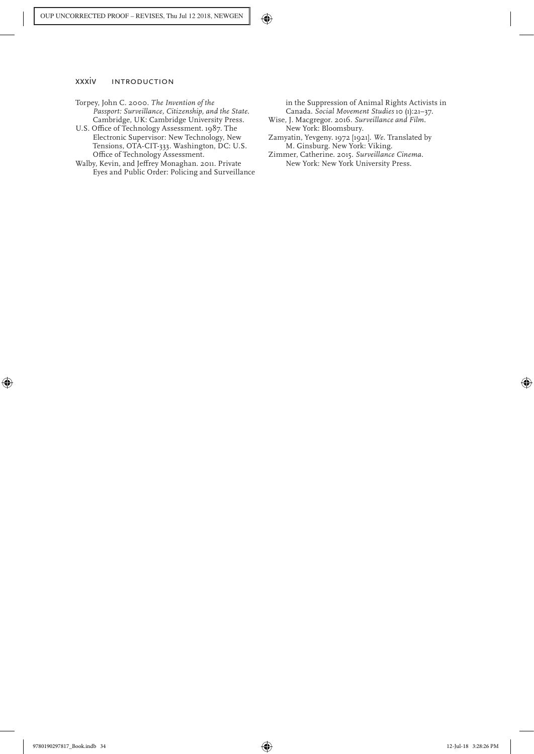Torpey, John C. 2000. *The Invention of the Passport: Surveillance, Citizenship, and the State*. Cambridge, UK: Cambridge University Press.

U.S. Office of Technology Assessment. 1987. The Electronic Supervisor: New Technology, New Tensions, OTA-CIT-333. Washington, DC: U.S. Office of Technology Assessment.

Walby, Kevin, and Jeffrey Monaghan. 2011. Private Eyes and Public Order: Policing and Surveillance in the Suppression of Animal Rights Activists in Canada. *Social Movement Studies* 10 (1):21–37.

Wise, J. Macgregor. 2016. *Surveillance and Film*. New York: Bloomsbury.

Zamyatin, Yevgeny. 1972 [1921]. *We*. Translated by M. Ginsburg. New York: Viking.

Zimmer, Catherine. 2015. *Surveillance Cinema*. New York: New York University Press.